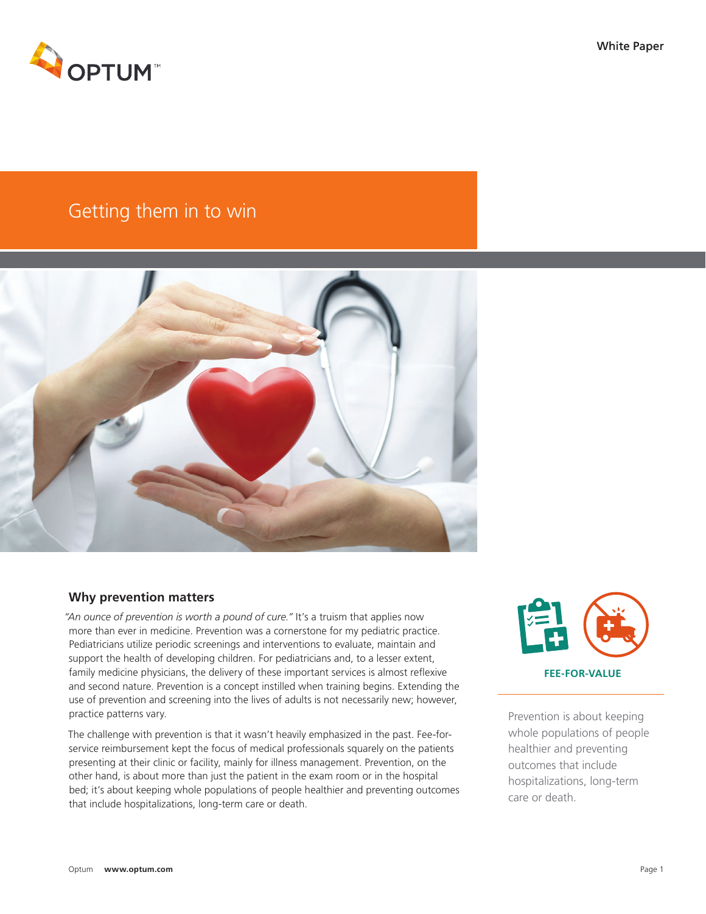White Paper

# Getting them in to win

## Why prevention matters

*"An ounce of prevention is worth a pound of cure."* It's a truism that applies now more than ever in medicine. Prevention was a cornerstone for my pediatric practice. Pediatricians utilize periodic screenings and interventions to evaluate, maintain and support the health of developing children. For pediatricians and, to a lesser extent, family medicine physicians, the delivery of these important services is almost reflexive and second nature. Prevention is a concept instilled when training begins. Extending the use of prevention and screening into the lives of adults is not necessarily new; however, practice patterns vary.

The challenge with prevention is that it wasn't heavily emphasized in the past. Fee-for-service reimbursement kept the focus of medical professionals squarely on the patients presenting at their clinic or facility, mainly for illness management. Prevention, on the other hand, is about more than just the patient in the exam room or in the hospital bed; it's about keeping whole populations of people healthier and preventing outcomes that include hospitalizations, long-term care or death.

**FEE-FOR-VALUE**

Prevention is about keeping whole populations of people healthier and preventing outcomes that include hospitalizations, long-term care or death.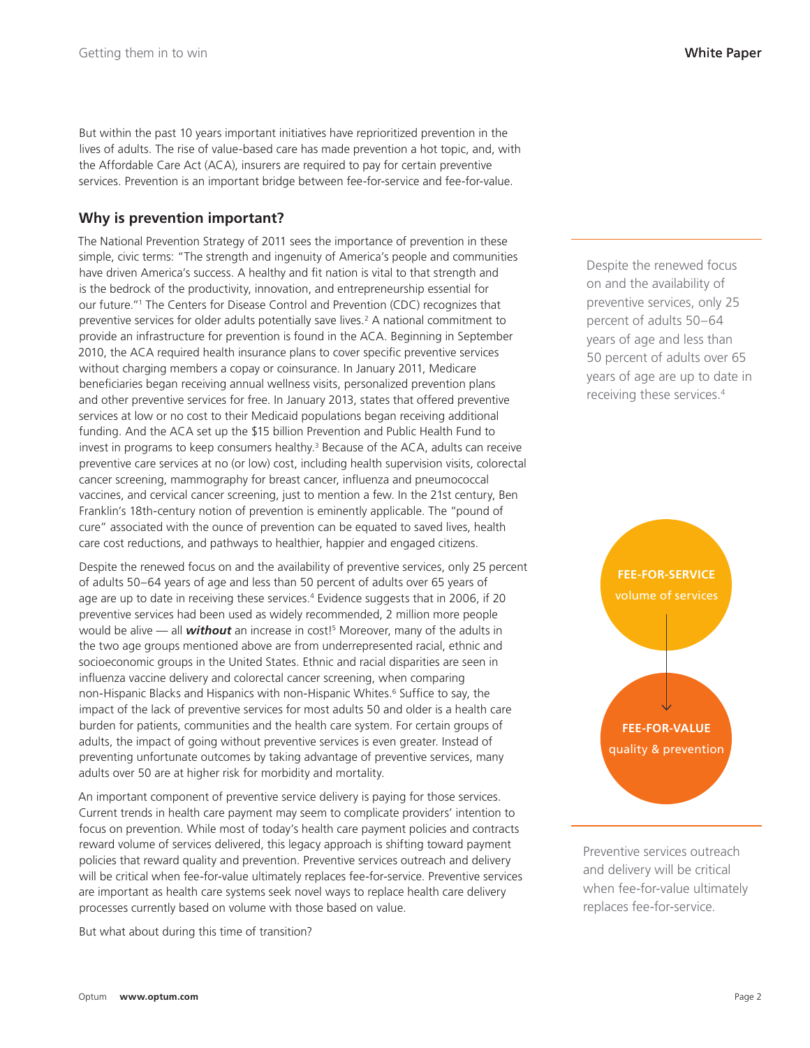But within the past 10 years important initiatives have reprioritized prevention in the lives of adults. The rise of value-based care has made prevention a hot topic, and, with the Affordable Care Act (ACA), insurers are required to pay for certain preventive services. Prevention is an important bridge between fee-for-service and fee-for-value.

## Why is prevention important?

The National Prevention Strategy of 2011 sees the importance of prevention in these simple, civic terms: "The strength and ingenuity of America's people and communities have driven America's success. A healthy and fit nation is vital to that strength and is the bedrock of the productivity, innovation, and entrepreneurship essential for our future."[1] The Centers for Disease Control and Prevention (CDC) recognizes that preventive services for older adults potentially save lives.[2] A national commitment to provide an infrastructure for prevention is found in the ACA. Beginning in September 2010, the ACA required health insurance plans to cover specific preventive services without charging members a copay or coinsurance. In January 2011, Medicare beneficiaries began receiving annual wellness visits, personalized prevention plans and other preventive services for free. In January 2013, states that offered preventive services at low or no cost to their Medicaid populations began receiving additional funding. And the ACA set up the $15 billion Prevention and Public Health Fund to invest in programs to keep consumers healthy.[3] Because of the ACA, adults can receive preventive care services at no (or low) cost, including health supervision visits, colorectal cancer screening, mammography for breast cancer, influenza and pneumococcal vaccines, and cervical cancer screening, just to mention a few. In the 21st century, Ben Franklin's 18th-century notion of prevention is eminently applicable. The "pound of cure" associated with the ounce of prevention can be equated to saved lives, health care cost reductions, and pathways to healthier, happier and engaged citizens.

Despite the renewed focus on and the availability of preventive services, only 25 percent of adults 50–64 years of age and less than 50 percent of adults over 65 years of age are up to date in receiving these services.[4] Evidence suggests that in 2006, if 20 preventive services had been used as widely recommended, 2 million more people would be alive — all ***without*** an increase in cost![5] Moreover, many of the adults in the two age groups mentioned above are from underrepresented racial, ethnic and socioeconomic groups in the United States. Ethnic and racial disparities are seen in influenza vaccine delivery and colorectal cancer screening, when comparing non-Hispanic Blacks and Hispanics with non-Hispanic Whites.[6] Suffice to say, the impact of the lack of preventive services for most adults 50 and older is a health care burden for patients, communities and the health care system. For certain groups of adults, the impact of going without preventive services is even greater. Instead of preventing unfortunate outcomes by taking advantage of preventive services, many adults over 50 are at higher risk for morbidity and mortality.

> Despite the renewed focus on and the availability of preventive services, only 25 percent of adults 50–64 years of age and less than 50 percent of adults over 65 years of age are up to date in receiving these services.[4]

**FEE-FOR-SERVICE**
volume of services

**FEE-FOR-VALUE**
quality & prevention

An important component of preventive service delivery is paying for those services. Current trends in health care payment may seem to complicate providers' intention to focus on prevention. While most of today's health care payment policies and contracts reward volume of services delivered, this legacy approach is shifting toward payment policies that reward quality and prevention. Preventive services outreach and delivery will be critical when fee-for-value ultimately replaces fee-for-service. Preventive services are important as health care systems seek novel ways to replace health care delivery processes currently based on volume with those based on value.

> Preventive services outreach and delivery will be critical when fee-for-value ultimately replaces fee-for-service.

But what about during this time of transition?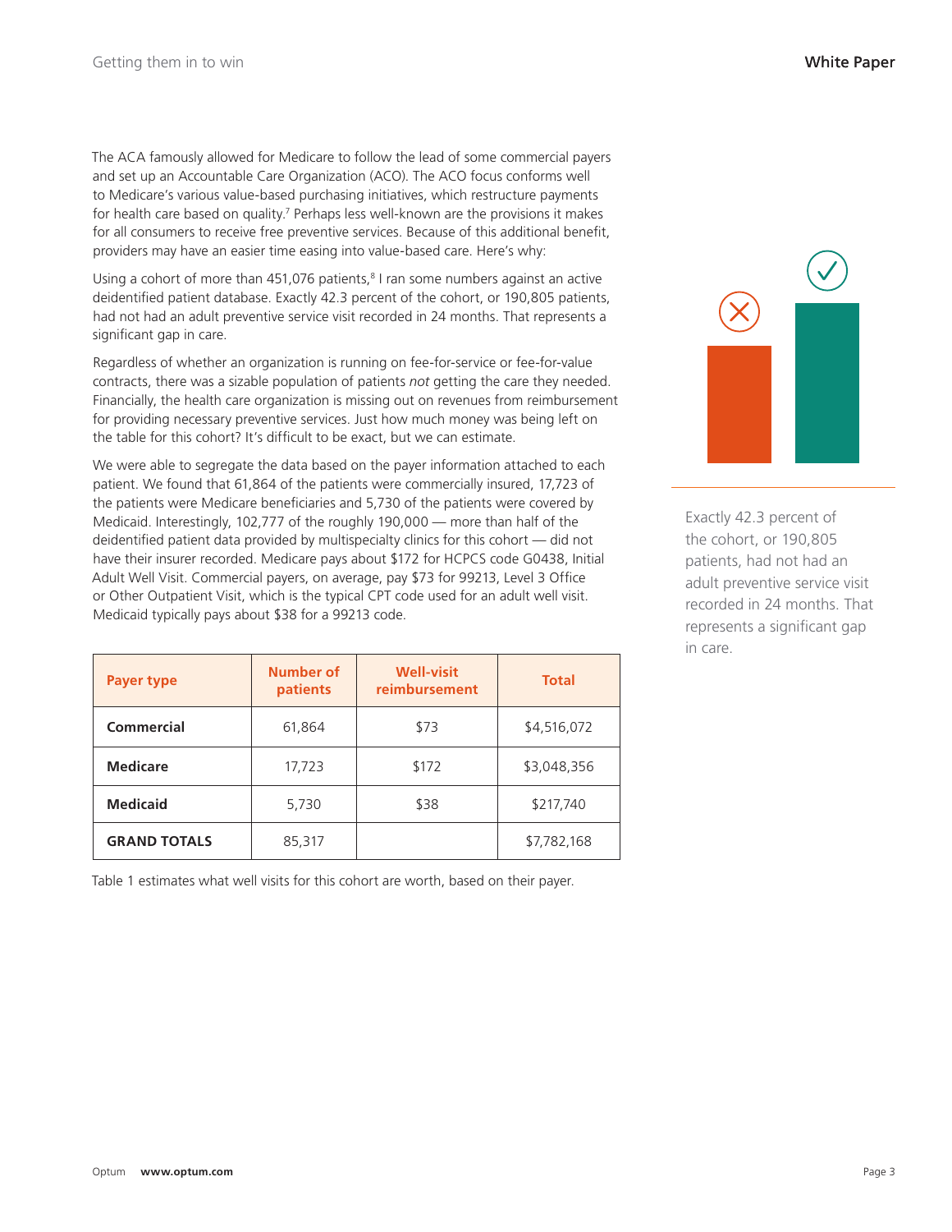The ACA famously allowed for Medicare to follow the lead of some commercial payers and set up an Accountable Care Organization (ACO). The ACO focus conforms well to Medicare's various value-based purchasing initiatives, which restructure payments for health care based on quality.[7] Perhaps less well-known are the provisions it makes for all consumers to receive free preventive services. Because of this additional benefit, providers may have an easier time easing into value-based care. Here's why:

Using a cohort of more than 451,076 patients,[8] I ran some numbers against an active deidentified patient database. Exactly 42.3 percent of the cohort, or 190,805 patients, had not had an adult preventive service visit recorded in 24 months. That represents a significant gap in care.

Regardless of whether an organization is running on fee-for-service or fee-for-value contracts, there was a sizable population of patients *not* getting the care they needed. Financially, the health care organization is missing out on revenues from reimbursement for providing necessary preventive services. Just how much money was being left on the table for this cohort? It's difficult to be exact, but we can estimate.

We were able to segregate the data based on the payer information attached to each patient. We found that 61,864 of the patients were commercially insured, 17,723 of the patients were Medicare beneficiaries and 5,730 of the patients were covered by Medicaid. Interestingly, 102,777 of the roughly 190,000 — more than half of the deidentified patient data provided by multispecialty clinics for this cohort — did not have their insurer recorded. Medicare pays about $172 for HCPCS code G0438, Initial Adult Well Visit. Commercial payers, on average, pay $73 for 99213, Level 3 Office or Other Outpatient Visit, which is the typical CPT code used for an adult well visit. Medicaid typically pays about $38 for a 99213 code.

| Payer type | Number of patients | Well-visit reimbursement | Total |
|---|---|---|---|
| **Commercial** | 61,864 | $73 | $4,516,072 |
| **Medicare** | 17,723 | $172 | $3,048,356 |
| **Medicaid** | 5,730 | $38 | $217,740 |
| **GRAND TOTALS** | 85,317 | | $7,782,168 |

Table 1 estimates what well visits for this cohort are worth, based on their payer.

Exactly 42.3 percent of the cohort, or 190,805 patients, had not had an adult preventive service visit recorded in 24 months. That represents a significant gap in care.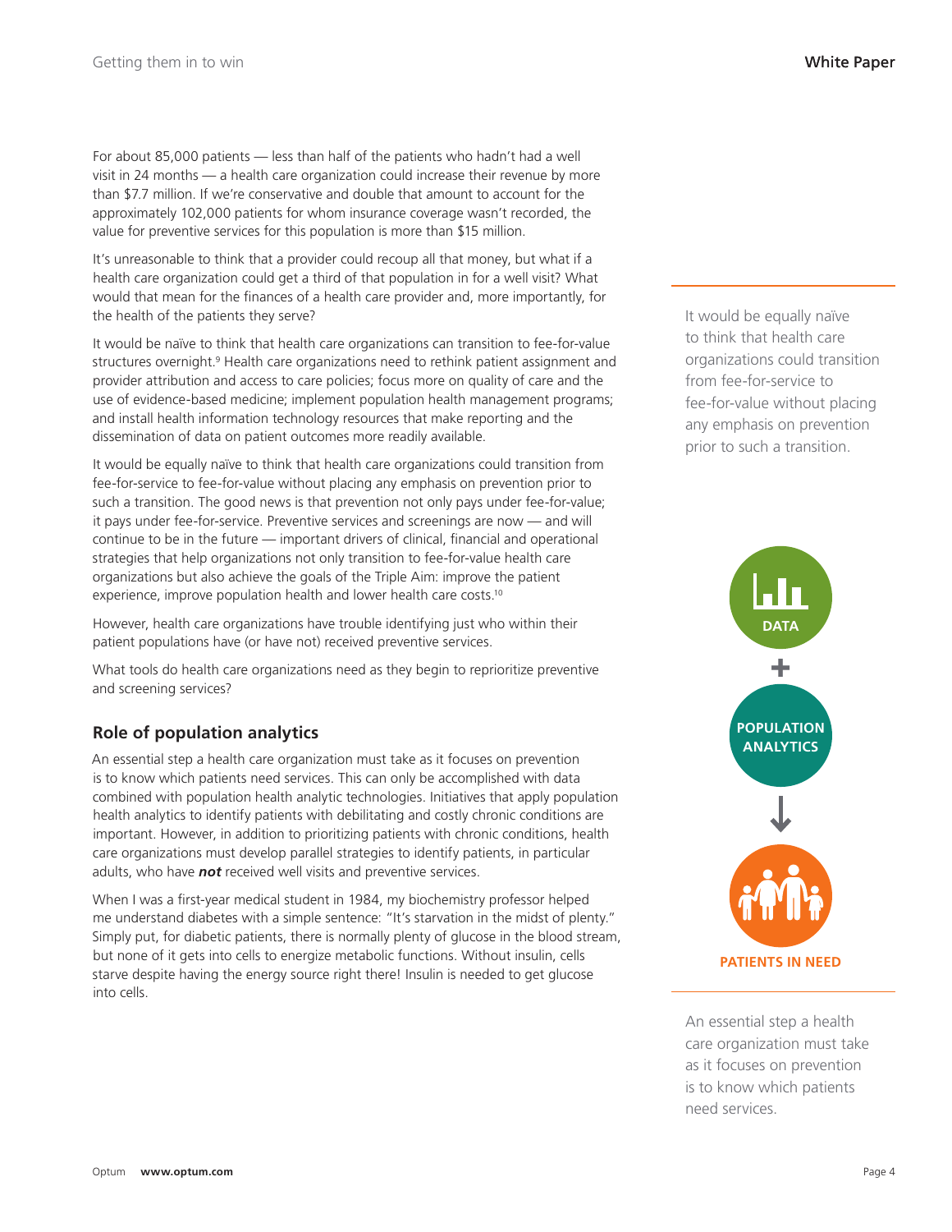For about 85,000 patients — less than half of the patients who hadn't had a well visit in 24 months — a health care organization could increase their revenue by more than $7.7 million. If we're conservative and double that amount to account for the approximately 102,000 patients for whom insurance coverage wasn't recorded, the value for preventive services for this population is more than $15 million.

It's unreasonable to think that a provider could recoup all that money, but what if a health care organization could get a third of that population in for a well visit? What would that mean for the finances of a health care provider and, more importantly, for the health of the patients they serve?

It would be naïve to think that health care organizations can transition to fee-for-value structures overnight.[9] Health care organizations need to rethink patient assignment and provider attribution and access to care policies; focus more on quality of care and the use of evidence-based medicine; implement population health management programs; and install health information technology resources that make reporting and the dissemination of data on patient outcomes more readily available.

It would be equally naïve to think that health care organizations could transition from fee-for-service to fee-for-value without placing any emphasis on prevention prior to such a transition. The good news is that prevention not only pays under fee-for-value; it pays under fee-for-service. Preventive services and screenings are now — and will continue to be in the future — important drivers of clinical, financial and operational strategies that help organizations not only transition to fee-for-value health care organizations but also achieve the goals of the Triple Aim: improve the patient experience, improve population health and lower health care costs.[10]

> It would be equally naïve to think that health care organizations could transition from fee-for-service to fee-for-value without placing any emphasis on prevention prior to such a transition.

However, health care organizations have trouble identifying just who within their patient populations have (or have not) received preventive services.

What tools do health care organizations need as they begin to reprioritize preventive and screening services?

## Role of population analytics

An essential step a health care organization must take as it focuses on prevention is to know which patients need services. This can only be accomplished with data combined with population health analytic technologies. Initiatives that apply population health analytics to identify patients with debilitating and costly chronic conditions are important. However, in addition to prioritizing patients with chronic conditions, health care organizations must develop parallel strategies to identify patients, in particular adults, who have ***not*** received well visits and preventive services.

DATA
+
POPULATION ANALYTICS
↓
PATIENTS IN NEED

> An essential step a health care organization must take as it focuses on prevention is to know which patients need services.

When I was a first-year medical student in 1984, my biochemistry professor helped me understand diabetes with a simple sentence: "It's starvation in the midst of plenty." Simply put, for diabetic patients, there is normally plenty of glucose in the blood stream, but none of it gets into cells to energize metabolic functions. Without insulin, cells starve despite having the energy source right there! Insulin is needed to get glucose into cells.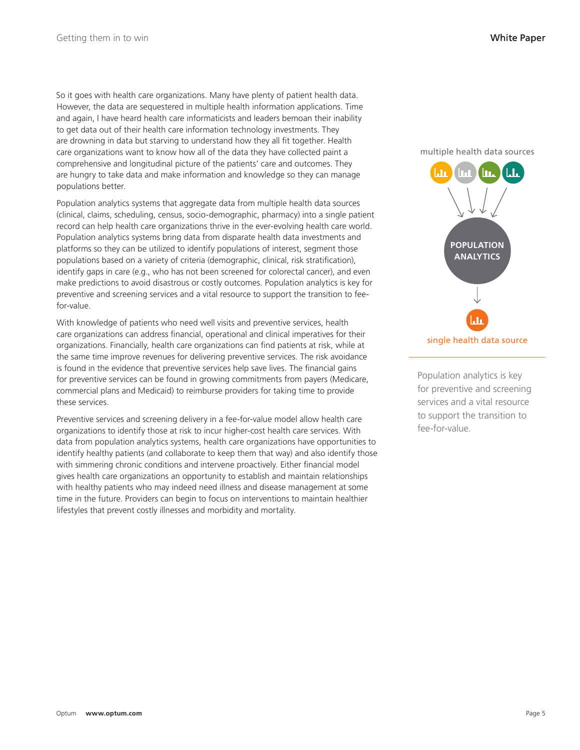So it goes with health care organizations. Many have plenty of patient health data. However, the data are sequestered in multiple health information applications. Time and again, I have heard health care informaticists and leaders bemoan their inability to get data out of their health care information technology investments. They are drowning in data but starving to understand how they all fit together. Health care organizations want to know how all of the data they have collected paint a comprehensive and longitudinal picture of the patients' care and outcomes. They are hungry to take data and make information and knowledge so they can manage populations better.

Population analytics systems that aggregate data from multiple health data sources (clinical, claims, scheduling, census, socio-demographic, pharmacy) into a single patient record can help health care organizations thrive in the ever-evolving health care world. Population analytics systems bring data from disparate health data investments and platforms so they can be utilized to identify populations of interest, segment those populations based on a variety of criteria (demographic, clinical, risk stratification), identify gaps in care (e.g., who has not been screened for colorectal cancer), and even make predictions to avoid disastrous or costly outcomes. Population analytics is key for preventive and screening services and a vital resource to support the transition to fee-for-value.

multiple health data sources

POPULATION ANALYTICS

single health data source

With knowledge of patients who need well visits and preventive services, health care organizations can address financial, operational and clinical imperatives for their organizations. Financially, health care organizations can find patients at risk, while at the same time improve revenues for delivering preventive services. The risk avoidance is found in the evidence that preventive services help save lives. The financial gains for preventive services can be found in growing commitments from payers (Medicare, commercial plans and Medicaid) to reimburse providers for taking time to provide these services.

Preventive services and screening delivery in a fee-for-value model allow health care organizations to identify those at risk to incur higher-cost health care services. With data from population analytics systems, health care organizations have opportunities to identify healthy patients (and collaborate to keep them that way) and also identify those with simmering chronic conditions and intervene proactively. Either financial model gives health care organizations an opportunity to establish and maintain relationships with healthy patients who may indeed need illness and disease management at some time in the future. Providers can begin to focus on interventions to maintain healthier lifestyles that prevent costly illnesses and morbidity and mortality.

Population analytics is key for preventive and screening services and a vital resource to support the transition to fee-for-value.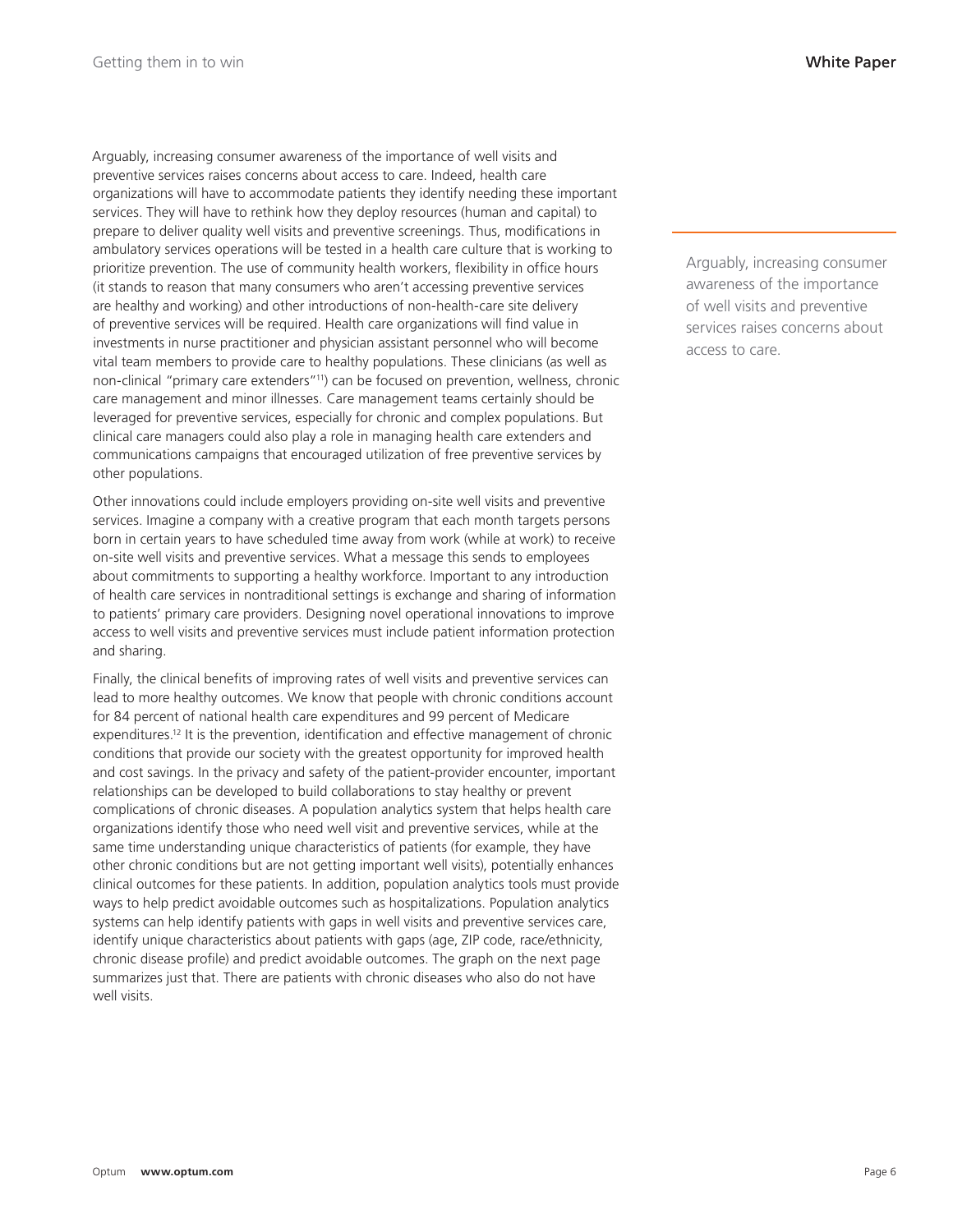Arguably, increasing consumer awareness of the importance of well visits and preventive services raises concerns about access to care. Indeed, health care organizations will have to accommodate patients they identify needing these important services. They will have to rethink how they deploy resources (human and capital) to prepare to deliver quality well visits and preventive screenings. Thus, modifications in ambulatory services operations will be tested in a health care culture that is working to prioritize prevention. The use of community health workers, flexibility in office hours (it stands to reason that many consumers who aren't accessing preventive services are healthy and working) and other introductions of non-health-care site delivery of preventive services will be required. Health care organizations will find value in investments in nurse practitioner and physician assistant personnel who will become vital team members to provide care to healthy populations. These clinicians (as well as non-clinical "primary care extenders"[11]) can be focused on prevention, wellness, chronic care management and minor illnesses. Care management teams certainly should be leveraged for preventive services, especially for chronic and complex populations. But clinical care managers could also play a role in managing health care extenders and communications campaigns that encouraged utilization of free preventive services by other populations.

> Arguably, increasing consumer awareness of the importance of well visits and preventive services raises concerns about access to care.

Other innovations could include employers providing on-site well visits and preventive services. Imagine a company with a creative program that each month targets persons born in certain years to have scheduled time away from work (while at work) to receive on-site well visits and preventive services. What a message this sends to employees about commitments to supporting a healthy workforce. Important to any introduction of health care services in nontraditional settings is exchange and sharing of information to patients' primary care providers. Designing novel operational innovations to improve access to well visits and preventive services must include patient information protection and sharing.

Finally, the clinical benefits of improving rates of well visits and preventive services can lead to more healthy outcomes. We know that people with chronic conditions account for 84 percent of national health care expenditures and 99 percent of Medicare expenditures.[12] It is the prevention, identification and effective management of chronic conditions that provide our society with the greatest opportunity for improved health and cost savings. In the privacy and safety of the patient-provider encounter, important relationships can be developed to build collaborations to stay healthy or prevent complications of chronic diseases. A population analytics system that helps health care organizations identify those who need well visit and preventive services, while at the same time understanding unique characteristics of patients (for example, they have other chronic conditions but are not getting important well visits), potentially enhances clinical outcomes for these patients. In addition, population analytics tools must provide ways to help predict avoidable outcomes such as hospitalizations. Population analytics systems can help identify patients with gaps in well visits and preventive services care, identify unique characteristics about patients with gaps (age, ZIP code, race/ethnicity, chronic disease profile) and predict avoidable outcomes. The graph on the next page summarizes just that. There are patients with chronic diseases who also do not have well visits.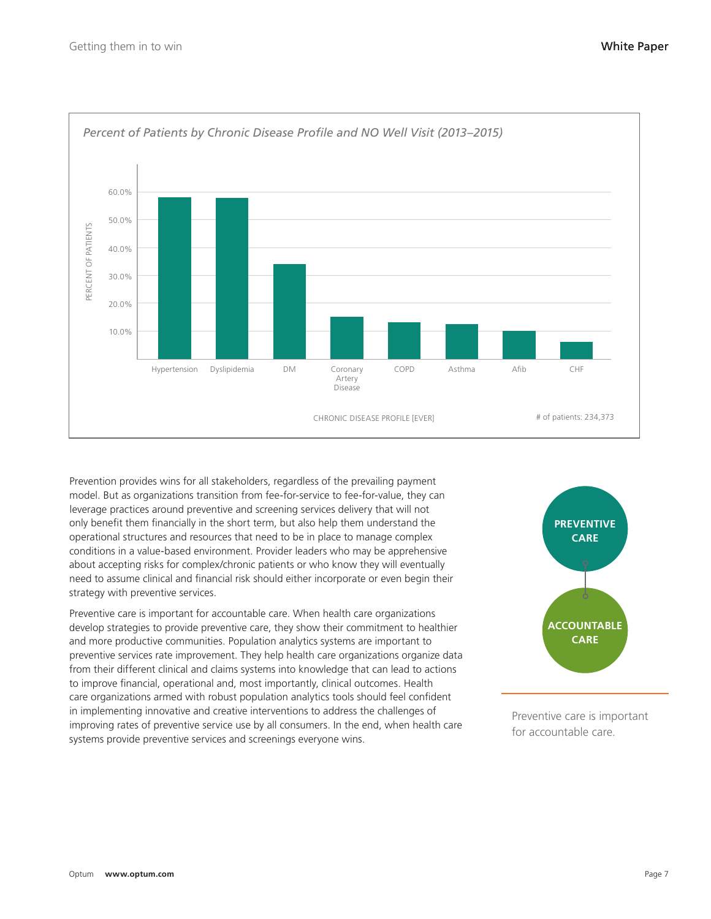*Percent of Patients by Chronic Disease Profile and NO Well Visit (2013–2015)*

PERCENT OF PATIENTS

60.0%
50.0%
40.0%
30.0%
20.0%
10.0%

Hypertension
Dyslipidemia
DM
Coronary Artery Disease
COPD
Asthma
Afib
CHF

CHRONIC DISEASE PROFILE [EVER]

# of patients: 234,373

Prevention provides wins for all stakeholders, regardless of the prevailing payment model. But as organizations transition from fee-for-service to fee-for-value, they can leverage practices around preventive and screening services delivery that will not only benefit them financially in the short term, but also help them understand the operational structures and resources that need to be in place to manage complex conditions in a value-based environment. Provider leaders who may be apprehensive about accepting risks for complex/chronic patients or who know they will eventually need to assume clinical and financial risk should either incorporate or even begin their strategy with preventive services.

Preventive care is important for accountable care. When health care organizations develop strategies to provide preventive care, they show their commitment to healthier and more productive communities. Population analytics systems are important to preventive services rate improvement. They help health care organizations organize data from their different clinical and claims systems into knowledge that can lead to actions to improve financial, operational and, most importantly, clinical outcomes. Health care organizations armed with robust population analytics tools should feel confident in implementing innovative and creative interventions to address the challenges of improving rates of preventive service use by all consumers. In the end, when health care systems provide preventive services and screenings everyone wins.

PREVENTIVE CARE

ACCOUNTABLE CARE

Preventive care is important for accountable care.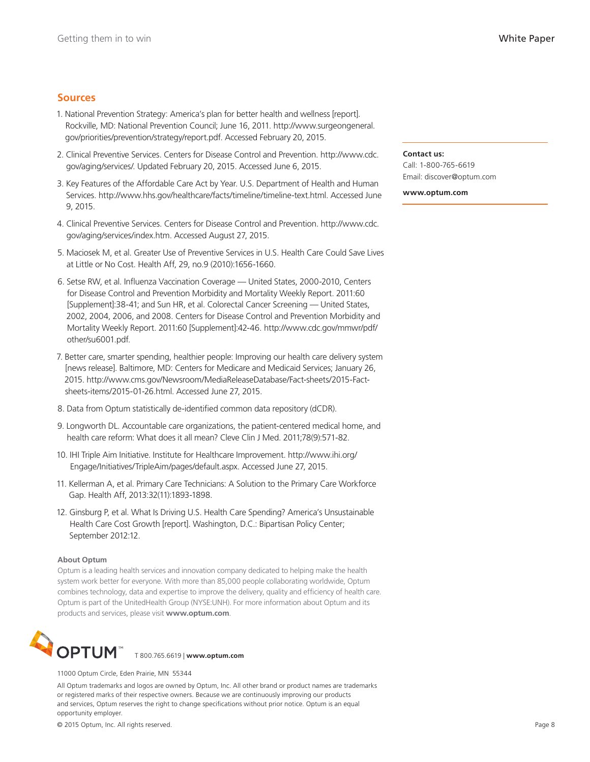## Sources

1. National Prevention Strategy: America's plan for better health and wellness [report]. Rockville, MD: National Prevention Council; June 16, 2011. http://www.surgeongeneral.gov/priorities/prevention/strategy/report.pdf. Accessed February 20, 2015.
2. Clinical Preventive Services. Centers for Disease Control and Prevention. http://www.cdc.gov/aging/services/. Updated February 20, 2015. Accessed June 6, 2015.
3. Key Features of the Affordable Care Act by Year. U.S. Department of Health and Human Services. http://www.hhs.gov/healthcare/facts/timeline/timeline-text.html. Accessed June 9, 2015.
4. Clinical Preventive Services. Centers for Disease Control and Prevention. http://www.cdc.gov/aging/services/index.htm. Accessed August 27, 2015.
5. Maciosek M, et al. Greater Use of Preventive Services in U.S. Health Care Could Save Lives at Little or No Cost. Health Aff, 29, no.9 (2010):1656-1660.
6. Setse RW, et al. Influenza Vaccination Coverage — United States, 2000-2010, Centers for Disease Control and Prevention Morbidity and Mortality Weekly Report. 2011:60 [Supplement]:38-41; and Sun HR, et al. Colorectal Cancer Screening — United States, 2002, 2004, 2006, and 2008. Centers for Disease Control and Prevention Morbidity and Mortality Weekly Report. 2011:60 [Supplement]:42-46. http://www.cdc.gov/mmwr/pdf/other/su6001.pdf.
7. Better care, smarter spending, healthier people: Improving our health care delivery system [news release]. Baltimore, MD: Centers for Medicare and Medicaid Services; January 26, 2015. http://www.cms.gov/Newsroom/MediaReleaseDatabase/Fact-sheets/2015-Fact-sheets-items/2015-01-26.html. Accessed June 27, 2015.
8. Data from Optum statistically de-identified common data repository (dCDR).
9. Longworth DL. Accountable care organizations, the patient-centered medical home, and health care reform: What does it all mean? Cleve Clin J Med. 2011;78(9):571-82.
10. IHI Triple Aim Initiative. Institute for Healthcare Improvement. http://www.ihi.org/Engage/Initiatives/TripleAim/pages/default.aspx. Accessed June 27, 2015.
11. Kellerman A, et al. Primary Care Technicians: A Solution to the Primary Care Workforce Gap. Health Aff, 2013:32(11):1893-1898.
12. Ginsburg P, et al. What Is Driving U.S. Health Care Spending? America's Unsustainable Health Care Cost Growth [report]. Washington, D.C.: Bipartisan Policy Center; September 2012:12.

**Contact us:**
Call: 1-800-765-6619
Email: discover@optum.com

**www.optum.com**

**About Optum**

Optum is a leading health services and innovation company dedicated to helping make the health system work better for everyone. With more than 85,000 people collaborating worldwide, Optum combines technology, data and expertise to improve the delivery, quality and efficiency of health care. Optum is part of the UnitedHealth Group (NYSE:UNH). For more information about Optum and its products and services, please visit **www.optum.com**.

OPTUM™ T 800.765.6619 | **www.optum.com**

11000 Optum Circle, Eden Prairie, MN 55344

All Optum trademarks and logos are owned by Optum, Inc. All other brand or product names are trademarks or registered marks of their respective owners. Because we are continuously improving our products and services, Optum reserves the right to change specifications without prior notice. Optum is an equal opportunity employer.

© 2015 Optum, Inc. All rights reserved.